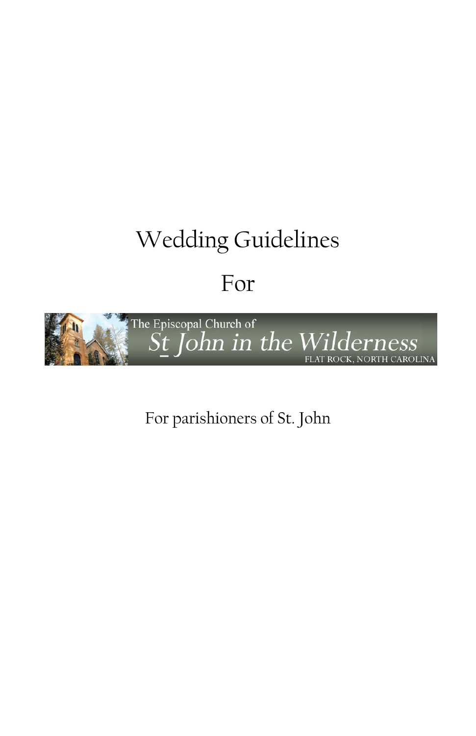# Wedding Guidelines

# For

The Episcopal Church of

St John in the Wilderness

FLAT ROCK, NORTH CAROLINA

For parishioners of St. John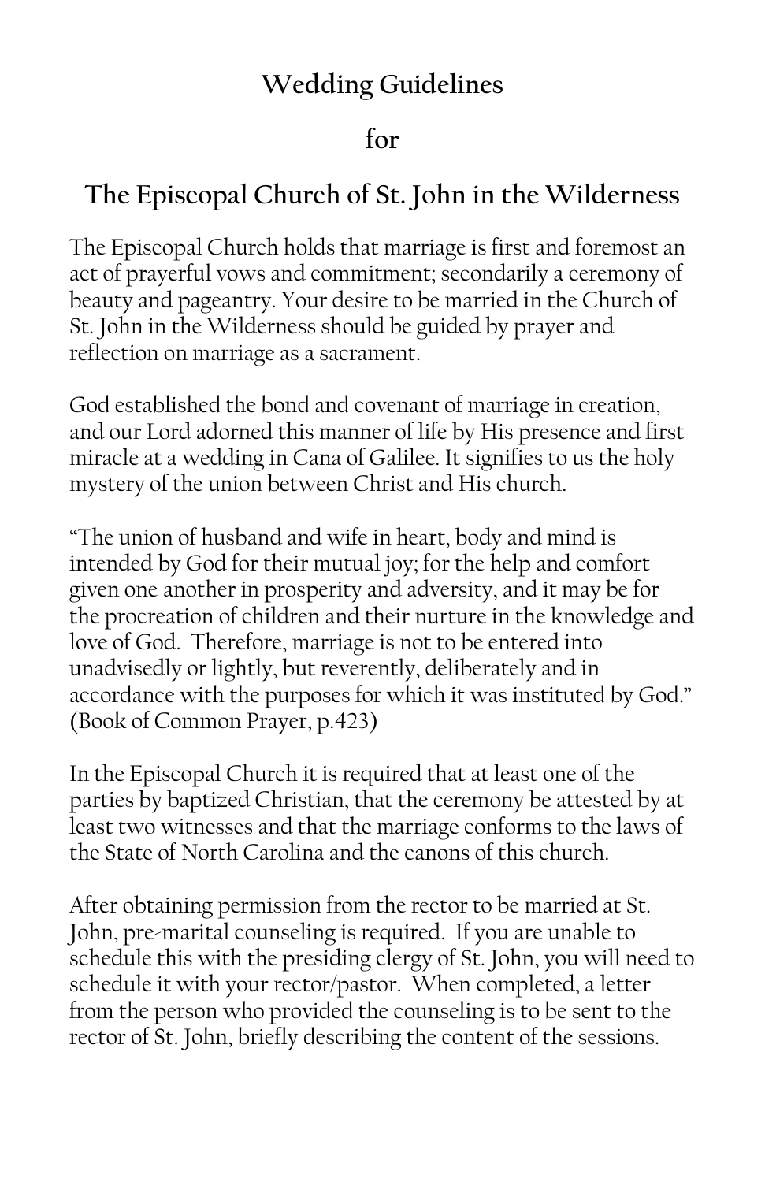## Wedding Guidelines

## for

## The Episcopal Church of St. John in the Wilderness

The Episcopal Church holds that marriage is first and foremost an act of prayerful vows and commitment; secondarily a ceremony of beauty and pageantry. Your desire to be married in the Church of St. John in the Wilderness should be guided by prayer and reflection on marriage as a sacrament.

God established the bond and covenant of marriage in creation, and our Lord adorned this manner of life by His presence and first miracle at a wedding in Cana of Galilee. It signifies to us the holy mystery of the union between Christ and His church.

"The union of husband and wife in heart, body and mind is intended by God for their mutual joy; for the help and comfort given one another in prosperity and adversity, and it may be for the procreation of children and their nurture in the knowledge and love of God. Therefore, marriage is not to be entered into unadvisedly or lightly, but reverently, deliberately and in accordance with the purposes for which it was instituted by God." (Book of Common Prayer, p.423)

In the Episcopal Church it is required that at least one of the parties by baptized Christian, that the ceremony be attested by at least two witnesses and that the marriage conforms to the laws of the State of North Carolina and the canons of this church.

After obtaining permission from the rector to be married at St. John, pre-marital counseling is required. If you are unable to schedule this with the presiding clergy of St. John, you will need to schedule it with your rector/pastor. When completed, a letter from the person who provided the counseling is to be sent to the rector of St. John, briefly describing the content of the sessions.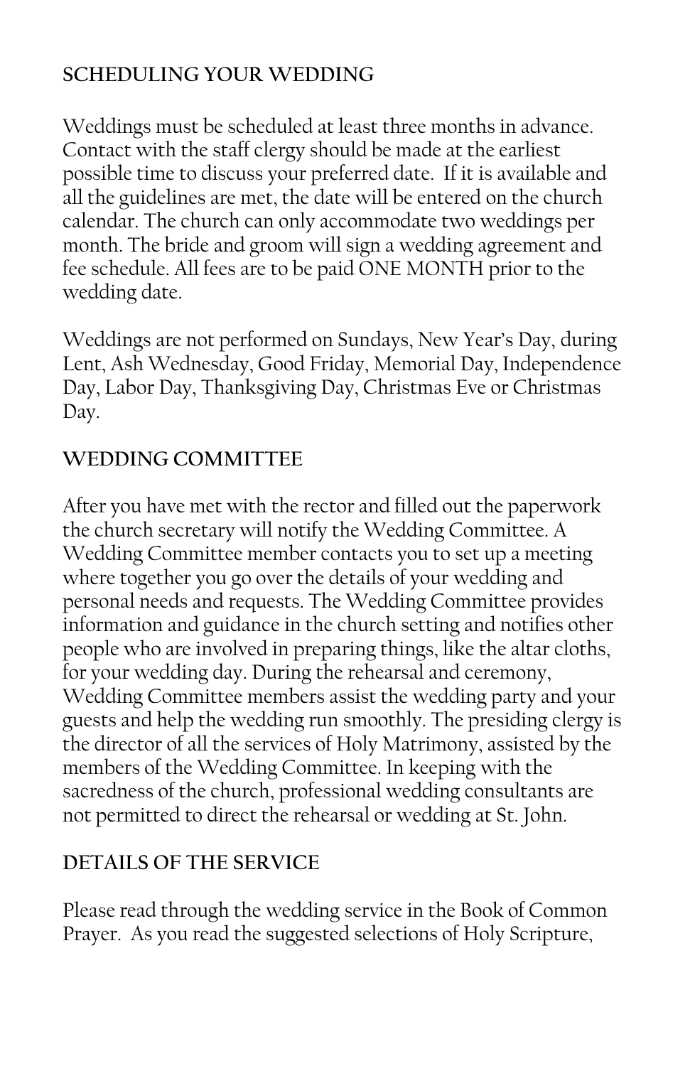## SCHEDULING YOUR WEDDING

Weddings must be scheduled at least three months in advance. Contact with the staff clergy should be made at the earliest possible time to discuss your preferred date. If it is available and all the guidelines are met, the date will be entered on the church calendar. The church can only accommodate two weddings per month. The bride and groom will sign a wedding agreement and fee schedule. All fees are to be paid ONE MONTH prior to the wedding date.

Weddings are not performed on Sundays, New Year's Day, during Lent, Ash Wednesday, Good Friday, Memorial Day, Independence Day, Labor Day, Thanksgiving Day, Christmas Eve or Christmas Day.

## WEDDING COMMITTEE

After you have met with the rector and filled out the paperwork the church secretary will notify the Wedding Committee. A Wedding Committee member contacts you to set up a meeting where together you go over the details of your wedding and personal needs and requests. The Wedding Committee provides information and guidance in the church setting and notifies other people who are involved in preparing things, like the altar cloths, for your wedding day. During the rehearsal and ceremony, Wedding Committee members assist the wedding party and your guests and help the wedding run smoothly. The presiding clergy is the director of all the services of Holy Matrimony, assisted by the members of the Wedding Committee. In keeping with the sacredness of the church, professional wedding consultants are not permitted to direct the rehearsal or wedding at St. John.

## DETAILS OF THE SERVICE

Please read through the wedding service in the Book of Common Prayer. As you read the suggested selections of Holy Scripture,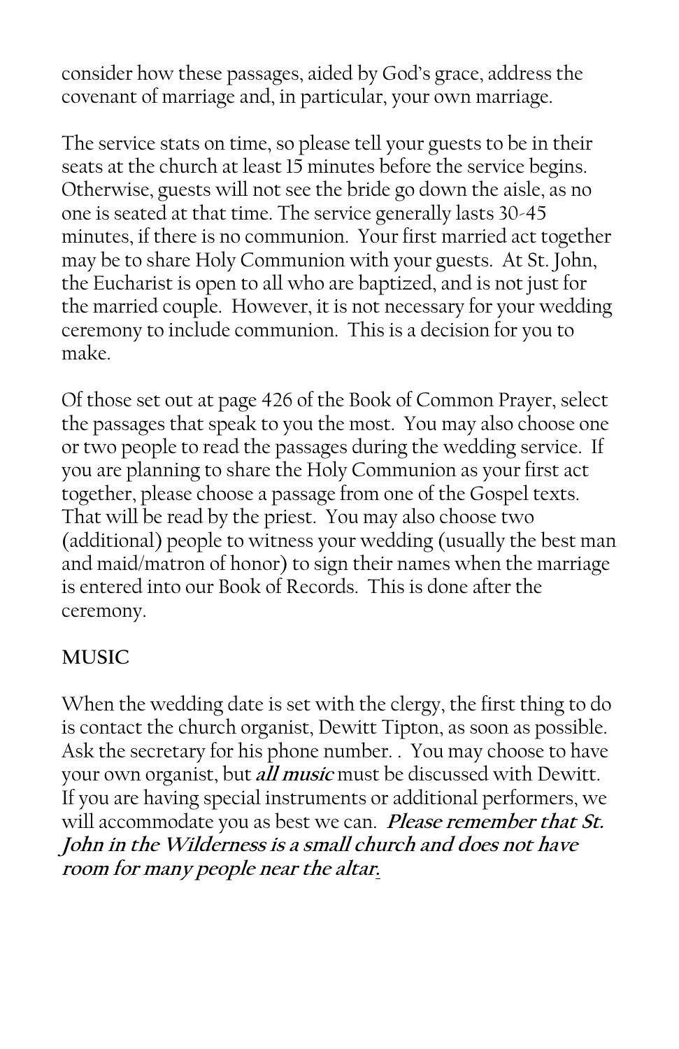consider how these passages, aided by God's grace, address the covenant of marriage and, in particular, your own marriage.

The service stats on time, so please tell your guests to be in their seats at the church at least 15 minutes before the service begins. Otherwise, guests will not see the bride go down the aisle, as no one is seated at that time. The service generally lasts 30-45 minutes, if there is no communion. Your first married act together may be to share Holy Communion with your guests. At St. John, the Eucharist is open to all who are baptized, and is not just for the married couple. However, it is not necessary for your wedding ceremony to include communion. This is a decision for you to make.

Of those set out at page 426 of the Book of Common Prayer, select the passages that speak to you the most. You may also choose one or two people to read the passages during the wedding service. If you are planning to share the Holy Communion as your first act together, please choose a passage from one of the Gospel texts. That will be read by the priest. You may also choose two (additional) people to witness your wedding (usually the best man and maid/matron of honor) to sign their names when the marriage is entered into our Book of Records. This is done after the ceremony.

## MUSIC

When the wedding date is set with the clergy, the first thing to do is contact the church organist, Dewitt Tipton, as soon as possible. Ask the secretary for his phone number. . You may choose to have your own organist, but ***all music*** must be discussed with Dewitt. If you are having special instruments or additional performers, we will accommodate you as best we can. ***Please remember that St. John in the Wilderness is a small church and does not have room for many people near the altar.***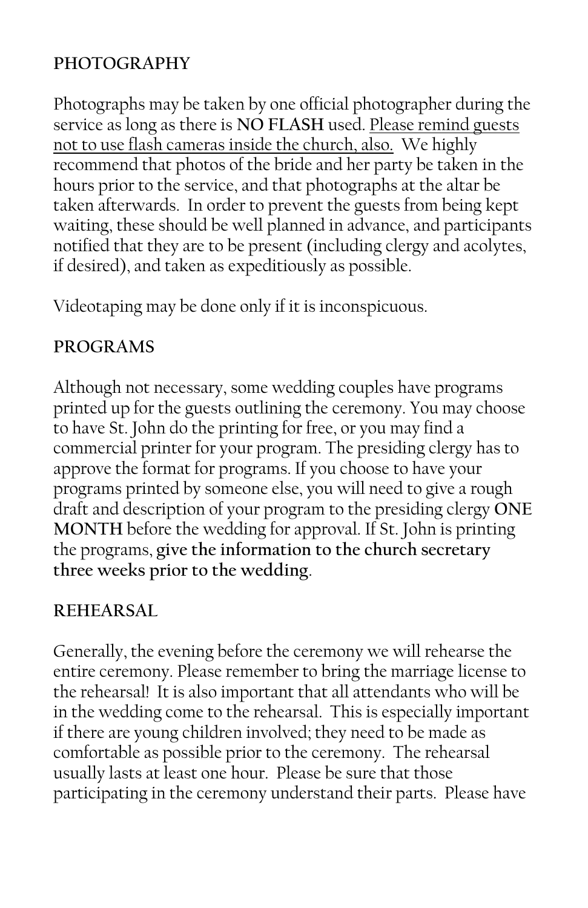## PHOTOGRAPHY

Photographs may be taken by one official photographer during the service as long as there is **NO FLASH** used. <u>Please remind guests not to use flash cameras inside the church, also.</u> We highly recommend that photos of the bride and her party be taken in the hours prior to the service, and that photographs at the altar be taken afterwards. In order to prevent the guests from being kept waiting, these should be well planned in advance, and participants notified that they are to be present (including clergy and acolytes, if desired), and taken as expeditiously as possible.

Videotaping may be done only if it is inconspicuous.

## PROGRAMS

Although not necessary, some wedding couples have programs printed up for the guests outlining the ceremony. You may choose to have St. John do the printing for free, or you may find a commercial printer for your program. The presiding clergy has to approve the format for programs. If you choose to have your programs printed by someone else, you will need to give a rough draft and description of your program to the presiding clergy **ONE MONTH** before the wedding for approval. If St. John is printing the programs, **give the information to the church secretary three weeks prior to the wedding**.

## REHEARSAL

Generally, the evening before the ceremony we will rehearse the entire ceremony. Please remember to bring the marriage license to the rehearsal! It is also important that all attendants who will be in the wedding come to the rehearsal. This is especially important if there are young children involved; they need to be made as comfortable as possible prior to the ceremony. The rehearsal usually lasts at least one hour. Please be sure that those participating in the ceremony understand their parts. Please have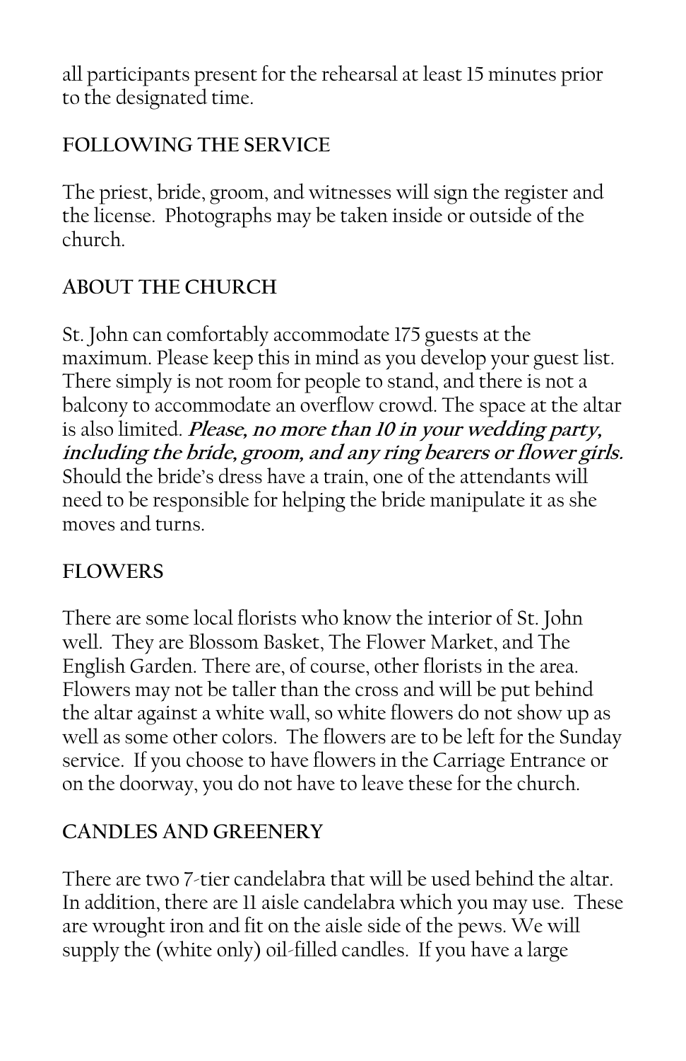all participants present for the rehearsal at least 15 minutes prior to the designated time.

## FOLLOWING THE SERVICE

The priest, bride, groom, and witnesses will sign the register and the license. Photographs may be taken inside or outside of the church.

## ABOUT THE CHURCH

St. John can comfortably accommodate 175 guests at the maximum. Please keep this in mind as you develop your guest list. There simply is not room for people to stand, and there is not a balcony to accommodate an overflow crowd. The space at the altar is also limited. ***Please, no more than 10 in your wedding party, including the bride, groom, and any ring bearers or flower girls.*** Should the bride's dress have a train, one of the attendants will need to be responsible for helping the bride manipulate it as she moves and turns.

## FLOWERS

There are some local florists who know the interior of St. John well. They are Blossom Basket, The Flower Market, and The English Garden. There are, of course, other florists in the area. Flowers may not be taller than the cross and will be put behind the altar against a white wall, so white flowers do not show up as well as some other colors. The flowers are to be left for the Sunday service. If you choose to have flowers in the Carriage Entrance or on the doorway, you do not have to leave these for the church.

## CANDLES AND GREENERY

There are two 7-tier candelabra that will be used behind the altar. In addition, there are 11 aisle candelabra which you may use. These are wrought iron and fit on the aisle side of the pews. We will supply the (white only) oil-filled candles. If you have a large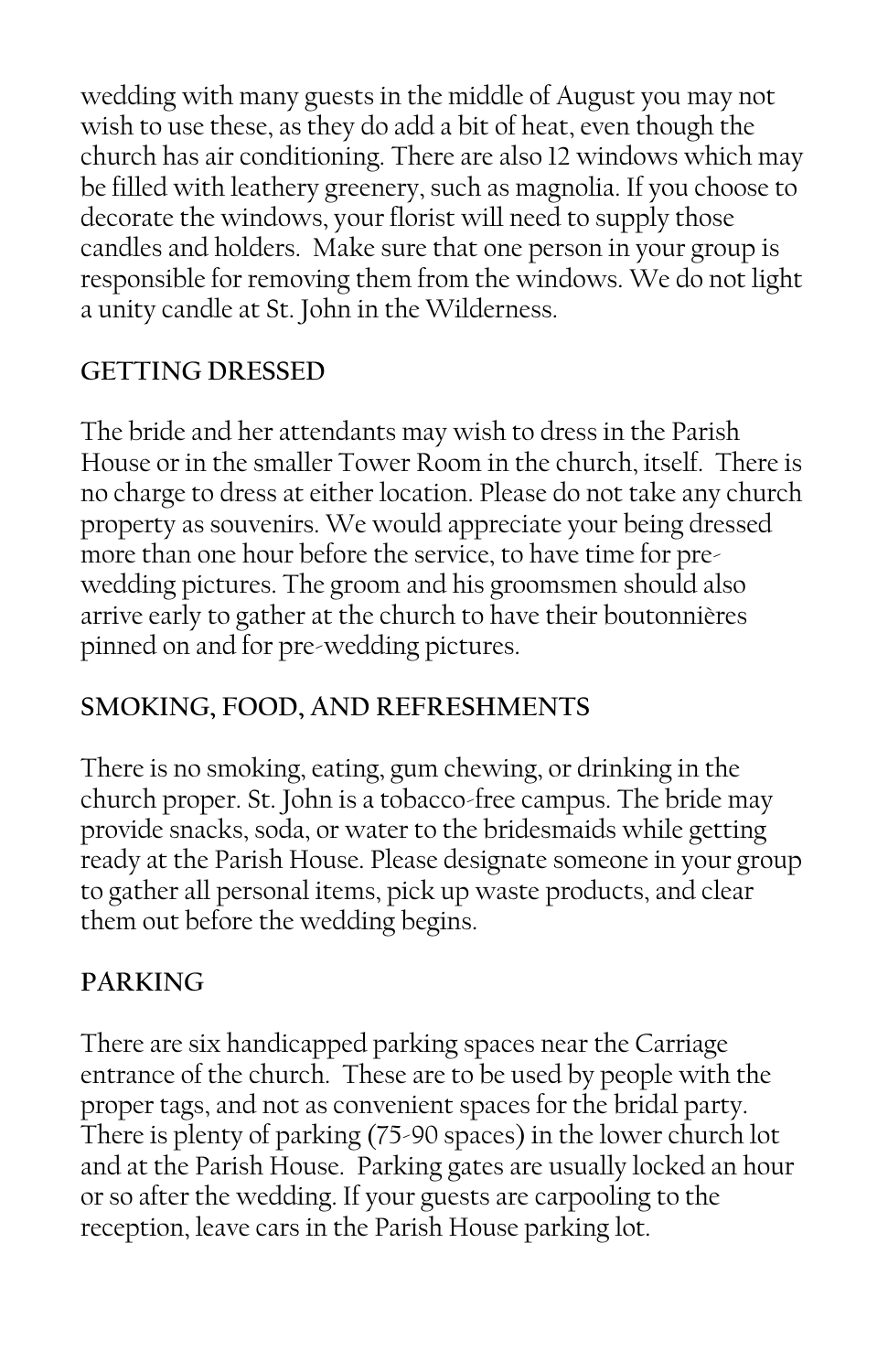wedding with many guests in the middle of August you may not wish to use these, as they do add a bit of heat, even though the church has air conditioning. There are also 12 windows which may be filled with leathery greenery, such as magnolia. If you choose to decorate the windows, your florist will need to supply those candles and holders. Make sure that one person in your group is responsible for removing them from the windows. We do not light a unity candle at St. John in the Wilderness.

## GETTING DRESSED

The bride and her attendants may wish to dress in the Parish House or in the smaller Tower Room in the church, itself. There is no charge to dress at either location. Please do not take any church property as souvenirs. We would appreciate your being dressed more than one hour before the service, to have time for pre-wedding pictures. The groom and his groomsmen should also arrive early to gather at the church to have their boutonnières pinned on and for pre-wedding pictures.

## SMOKING, FOOD, AND REFRESHMENTS

There is no smoking, eating, gum chewing, or drinking in the church proper. St. John is a tobacco-free campus. The bride may provide snacks, soda, or water to the bridesmaids while getting ready at the Parish House. Please designate someone in your group to gather all personal items, pick up waste products, and clear them out before the wedding begins.

## PARKING

There are six handicapped parking spaces near the Carriage entrance of the church. These are to be used by people with the proper tags, and not as convenient spaces for the bridal party. There is plenty of parking (75-90 spaces) in the lower church lot and at the Parish House. Parking gates are usually locked an hour or so after the wedding. If your guests are carpooling to the reception, leave cars in the Parish House parking lot.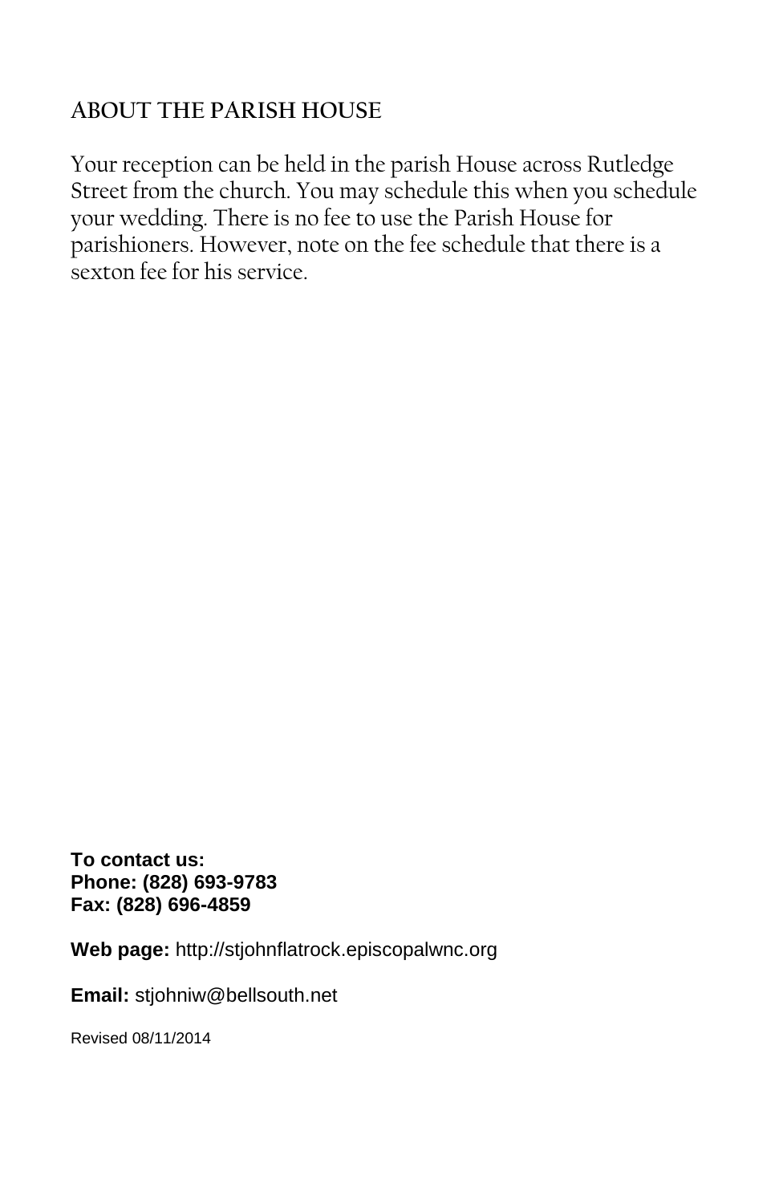## ABOUT THE PARISH HOUSE

Your reception can be held in the parish House across Rutledge Street from the church. You may schedule this when you schedule your wedding. There is no fee to use the Parish House for parishioners. However, note on the fee schedule that there is a sexton fee for his service.

**To contact us:**
**Phone: (828) 693-9783**
**Fax: (828) 696-4859**

**Web page:** http://stjohnflatrock.episcopalwnc.org

**Email:** stjohniw@bellsouth.net

Revised 08/11/2014